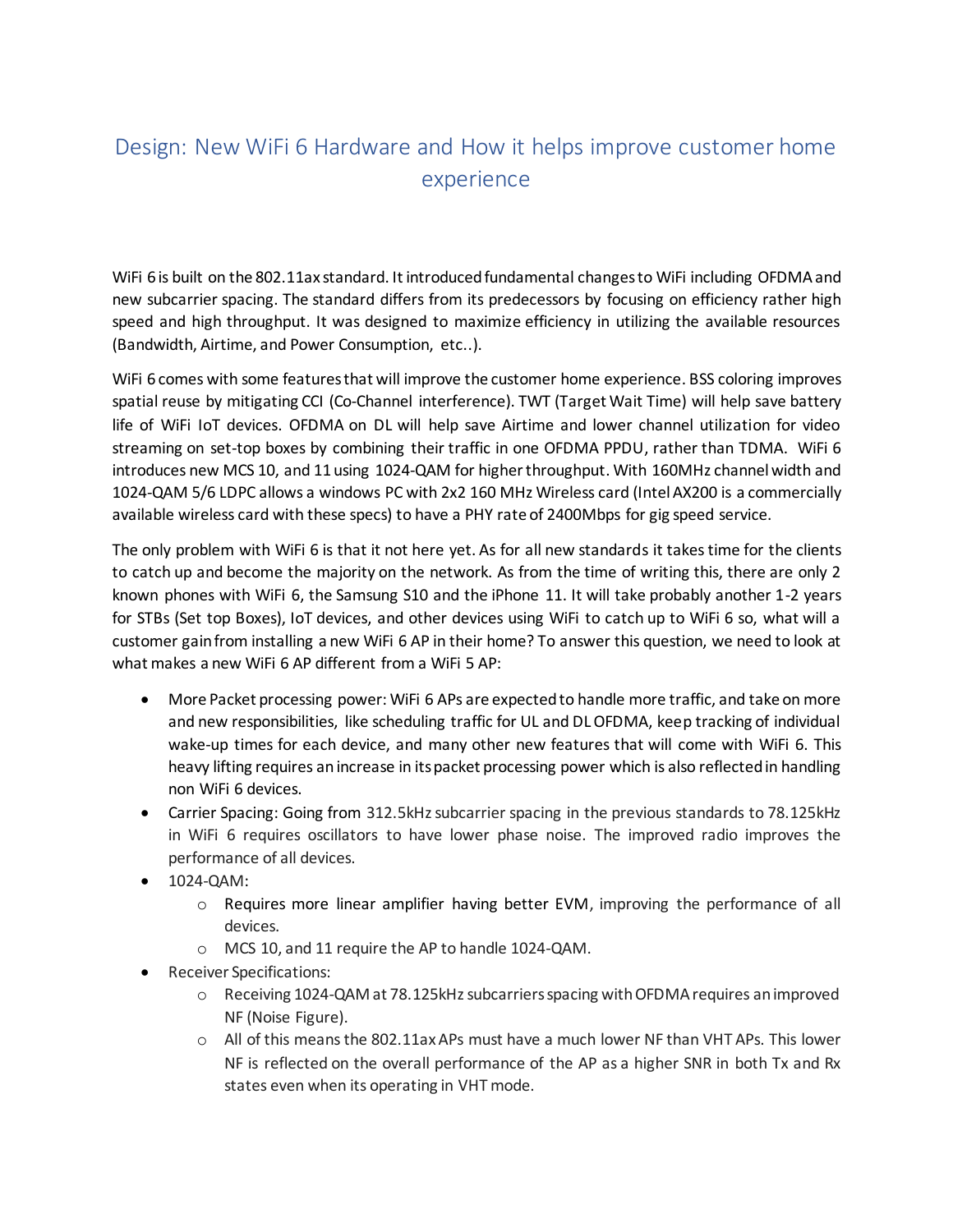# Design: New WiFi 6 Hardware and How it helps improve customer home experience

WiFi 6 is built on the 802.11ax standard. It introduced fundamental changes to WiFi including OFDMA and new subcarrier spacing. The standard differs from its predecessors by focusing on efficiency rather high speed and high throughput. It was designed to maximize efficiency in utilizing the available resources (Bandwidth, Airtime, and Power Consumption, etc..).

WiFi 6 comes with some features that will improve the customer home experience. BSS coloring improves spatial reuse by mitigating CCI (Co-Channel interference). TWT (Target Wait Time) will help save battery life of WiFi IoT devices. OFDMA on DL will help save Airtime and lower channel utilization for video streaming on set-top boxes by combining their traffic in one OFDMA PPDU, rather than TDMA. WiFi 6 introduces new MCS 10, and 11 using 1024-QAM for higher throughput. With 160MHz channel width and 1024-QAM 5/6 LDPC allows a windows PC with 2x2 160 MHz Wireless card (Intel AX200 is a commercially available wireless card with these specs) to have a PHY rate of 2400Mbps for gig speed service.

The only problem with WiFi 6 is that it not here yet. As for all new standards it takes time for the clients to catch up and become the majority on the network. As from the time of writing this, there are only 2 known phones with WiFi 6, the Samsung S10 and the iPhone 11. It will take probably another 1-2 years for STBs (Set top Boxes), IoT devices, and other devices using WiFi to catch up to WiFi 6 so, what will a customer gain from installing a new WiFi 6 AP in their home? To answer this question, we need to look at what makes a new WiFi 6 AP different from a WiFi 5 AP:

- More Packet processing power: WiFi 6 APs are expected to handle more traffic, and take on more and new responsibilities, like scheduling traffic for UL and DL OFDMA, keep tracking of individual wake-up times for each device, and many other new features that will come with WiFi 6. This heavy lifting requires an increase in its packet processing power which is also reflected in handling non WiFi 6 devices.
- Carrier Spacing: Going from 312.5kHz subcarrier spacing in the previous standards to 78.125kHz in WiFi 6 requires oscillators to have lower phase noise. The improved radio improves the performance of all devices.
- 1024-QAM:
  - Requires more linear amplifier having better EVM, improving the performance of all devices.
  - MCS 10, and 11 require the AP to handle 1024-QAM.
- Receiver Specifications:
  - Receiving 1024-QAM at 78.125kHz subcarriers spacing with OFDMA requires an improved NF (Noise Figure).
  - All of this means the 802.11ax APs must have a much lower NF than VHT APs. This lower NF is reflected on the overall performance of the AP as a higher SNR in both Tx and Rx states even when its operating in VHT mode.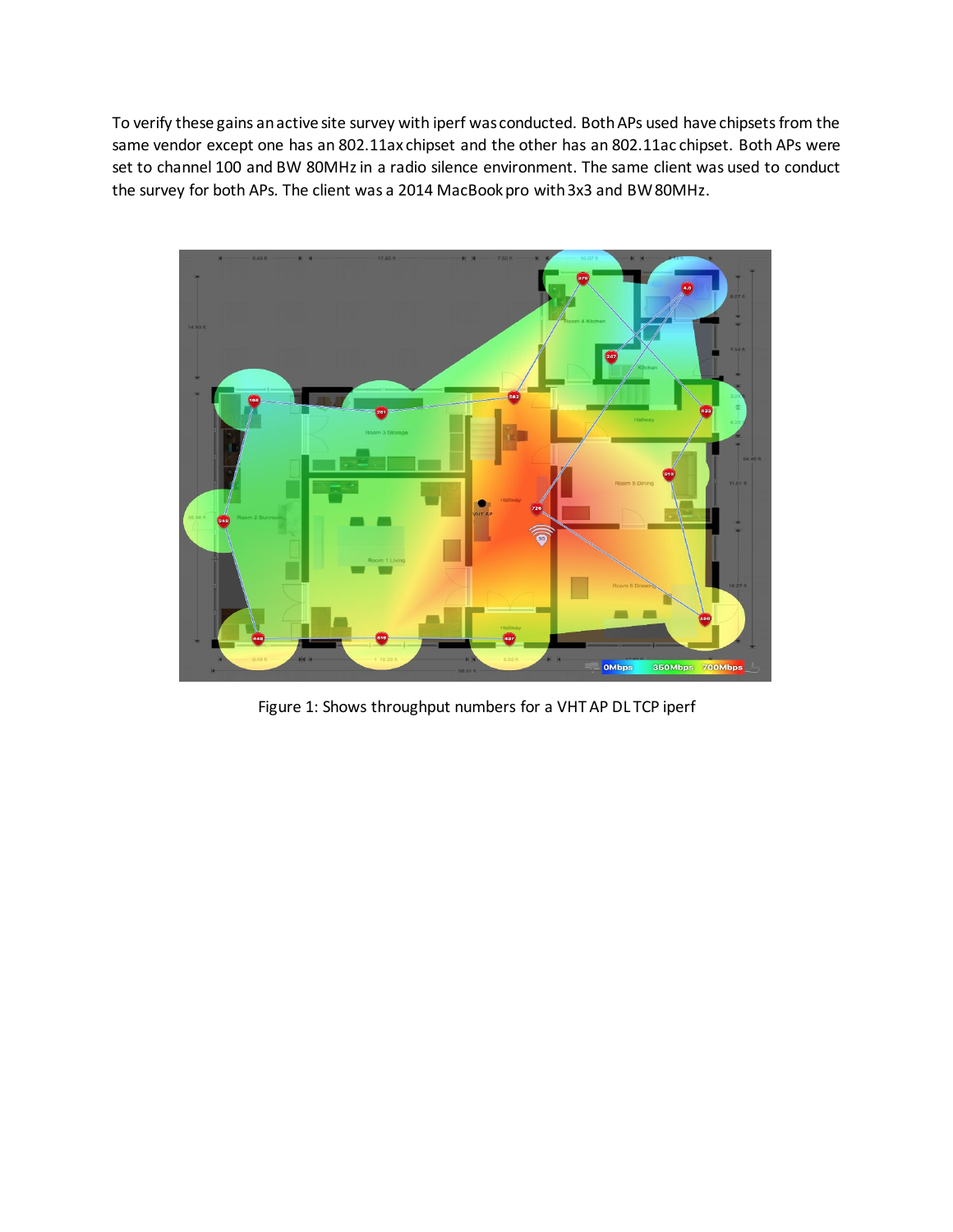To verify these gains an active site survey with iperf was conducted. Both APs used have chipsets from the same vendor except one has an 802.11ax chipset and the other has an 802.11ac chipset. Both APs were set to channel 100 and BW 80MHz in a radio silence environment. The same client was used to conduct the survey for both APs. The client was a 2014 MacBook pro with 3x3 and BW 80MHz.

Figure 1: Shows throughput numbers for a VHT AP DL TCP iperf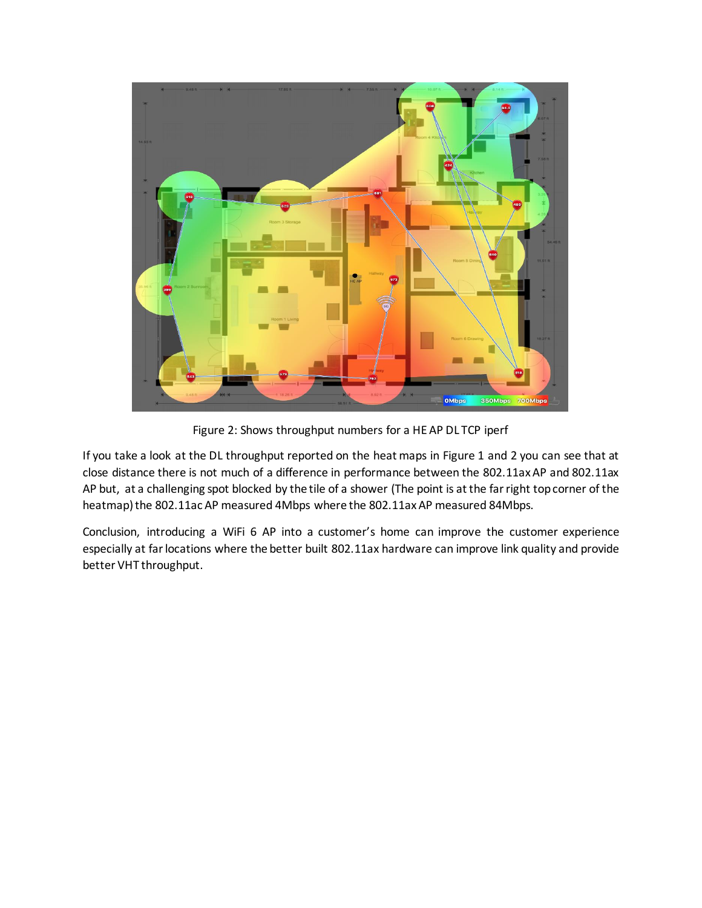Figure 2: Shows throughput numbers for a HE AP DL TCP iperf

If you take a look at the DL throughput reported on the heat maps in Figure 1 and 2 you can see that at close distance there is not much of a difference in performance between the 802.11ax AP and 802.11ax AP but, at a challenging spot blocked by the tile of a shower (The point is at the far right top corner of the heatmap) the 802.11ac AP measured 4Mbps where the 802.11ax AP measured 84Mbps.

Conclusion, introducing a WiFi 6 AP into a customer's home can improve the customer experience especially at far locations where the better built 802.11ax hardware can improve link quality and provide better VHT throughput.